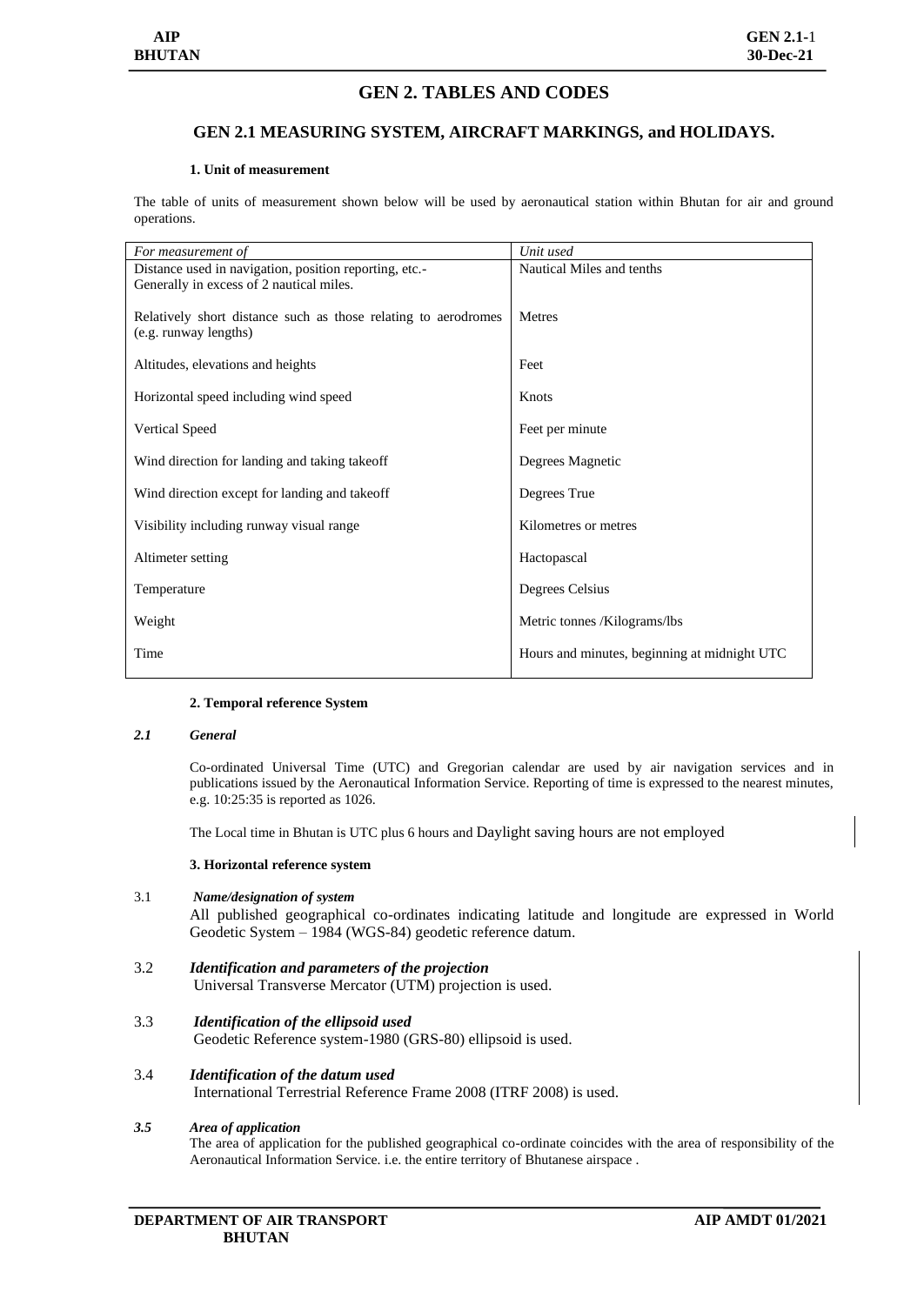# GEN 2. TABLES AND CODES

## GEN 2.1 MEASURING SYSTEM, AIRCRAFT MARKINGS, and HOLIDAYS.

### 1. Unit of measurement

The table of units of measurement shown below will be used by aeronautical station within Bhutan for air and ground operations.

| *For measurement of* | *Unit used* |
|---|---|
| Distance used in navigation, position reporting, etc.- Generally in excess of 2 nautical miles. | Nautical Miles and tenths |
| Relatively short distance such as those relating to aerodromes (e.g. runway lengths) | Metres |
| Altitudes, elevations and heights | Feet |
| Horizontal speed including wind speed | Knots |
| Vertical Speed | Feet per minute |
| Wind direction for landing and taking takeoff | Degrees Magnetic |
| Wind direction except for landing and takeoff | Degrees True |
| Visibility including runway visual range | Kilometres or metres |
| Altimeter setting | Hactopascal |
| Temperature | Degrees Celsius |
| Weight | Metric tonnes /Kilograms/lbs |
| Time | Hours and minutes, beginning at midnight UTC |

### 2. Temporal reference System

***2.1 General***

Co-ordinated Universal Time (UTC) and Gregorian calendar are used by air navigation services and in publications issued by the Aeronautical Information Service. Reporting of time is expressed to the nearest minutes, e.g. 10:25:35 is reported as 1026.

The Local time in Bhutan is UTC plus 6 hours and Daylight saving hours are not employed

### 3. Horizontal reference system

3.1 ***Name/designation of system***

All published geographical co-ordinates indicating latitude and longitude are expressed in World Geodetic System – 1984 (WGS-84) geodetic reference datum.

3.2 ***Identification and parameters of the projection***

Universal Transverse Mercator (UTM) projection is used.

3.3 ***Identification of the ellipsoid used***

Geodetic Reference system-1980 (GRS-80) ellipsoid is used.

3.4 ***Identification of the datum used***

International Terrestrial Reference Frame 2008 (ITRF 2008) is used.

***3.5 Area of application***

The area of application for the published geographical co-ordinate coincides with the area of responsibility of the Aeronautical Information Service. i.e. the entire territory of Bhutanese airspace .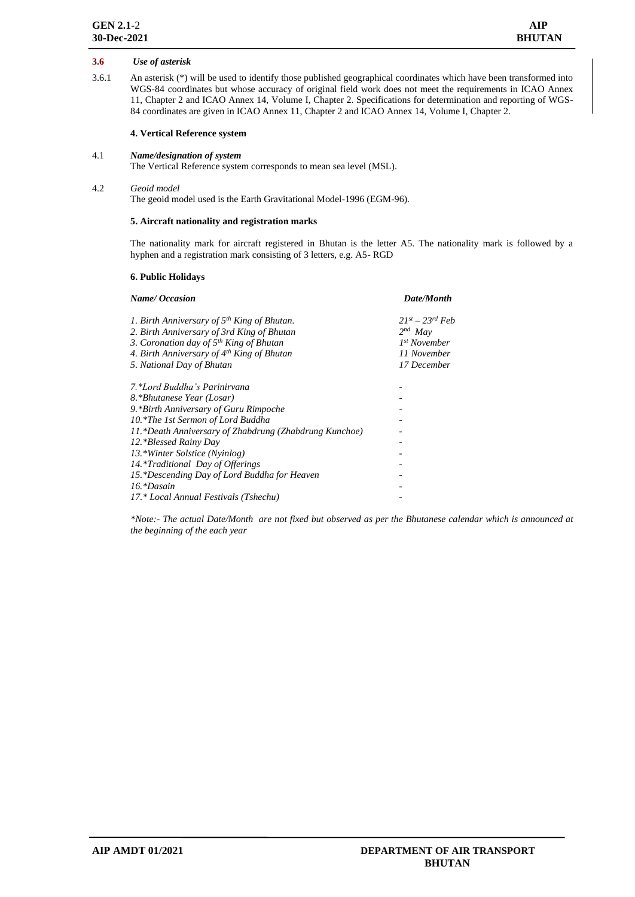### 3.6 *Use of asterisk*

3.6.1 An asterisk (*) will be used to identify those published geographical coordinates which have been transformed into WGS-84 coordinates but whose accuracy of original field work does not meet the requirements in ICAO Annex 11, Chapter 2 and ICAO Annex 14, Volume I, Chapter 2. Specifications for determination and reporting of WGS-84 coordinates are given in ICAO Annex 11, Chapter 2 and ICAO Annex 14, Volume I, Chapter 2.

## 4. Vertical Reference system

4.1 ***Name/designation of system***

The Vertical Reference system corresponds to mean sea level (MSL).

4.2 *Geoid model*

The geoid model used is the Earth Gravitational Model-1996 (EGM-96).

## 5. Aircraft nationality and registration marks

The nationality mark for aircraft registered in Bhutan is the letter A5. The nationality mark is followed by a hyphen and a registration mark consisting of 3 letters, e.g. A5- RGD

## 6. Public Holidays

| *Name/ Occasion* | *Date/Month* |
|---|---|
| *1. Birth Anniversary of 5th King of Bhutan.* | *21st – 23rd Feb* |
| *2. Birth Anniversary of 3rd King of Bhutan* | *2nd May* |
| *3. Coronation day of 5th King of Bhutan* | *1st November* |
| *4. Birth Anniversary of 4th King of Bhutan* | *11 November* |
| *5. National Day of Bhutan* | *17 December* |
| *7.*Lord Buddha's Parinirvana* | - |
| *8.*Bhutanese Year (Losar)* | - |
| *9.*Birth Anniversary of Guru Rimpoche* | - |
| *10.*The 1st Sermon of Lord Buddha* | - |
| *11.*Death Anniversary of Zhabdrung (Zhabdrung Kunchoe)* | - |
| *12.*Blessed Rainy Day* | - |
| *13.*Winter Solstice (Nyinlog)* | - |
| *14.*Traditional Day of Offerings* | - |
| *15.*Descending Day of Lord Buddha for Heaven* | - |
| *16.*Dasain* | - |
| *17.* Local Annual Festivals (Tshechu)* | - |

**Note:- The actual Date/Month are not fixed but observed as per the Bhutanese calendar which is announced at the beginning of the each year*